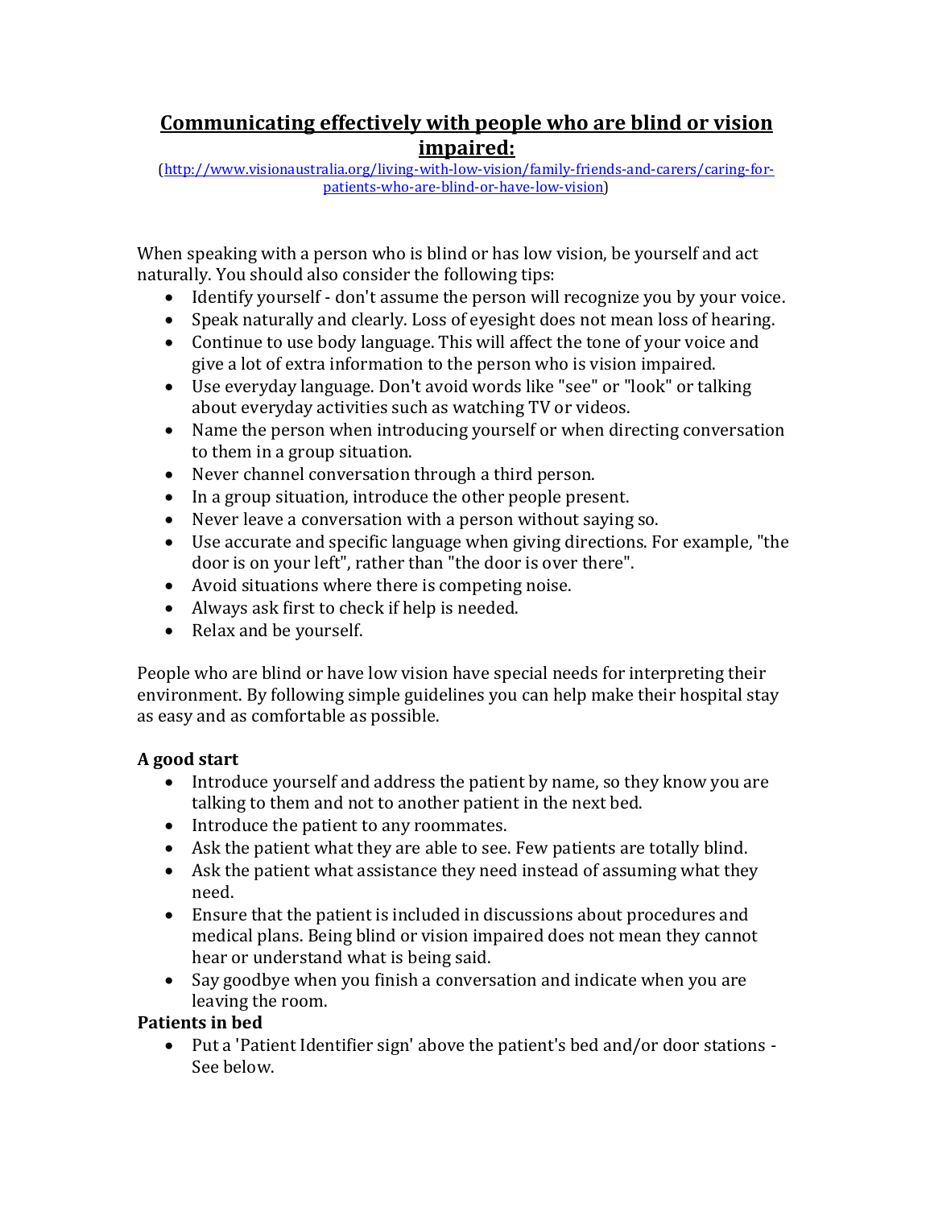# Communicating effectively with people who are blind or vision impaired:

(http://www.visionaustralia.org/living-with-low-vision/family-friends-and-carers/caring-for-patients-who-are-blind-or-have-low-vision)

When speaking with a person who is blind or has low vision, be yourself and act naturally. You should also consider the following tips:

- Identify yourself - don't assume the person will recognize you by your voice.
- Speak naturally and clearly. Loss of eyesight does not mean loss of hearing.
- Continue to use body language. This will affect the tone of your voice and give a lot of extra information to the person who is vision impaired.
- Use everyday language. Don't avoid words like "see" or "look" or talking about everyday activities such as watching TV or videos.
- Name the person when introducing yourself or when directing conversation to them in a group situation.
- Never channel conversation through a third person.
- In a group situation, introduce the other people present.
- Never leave a conversation with a person without saying so.
- Use accurate and specific language when giving directions. For example, "the door is on your left", rather than "the door is over there".
- Avoid situations where there is competing noise.
- Always ask first to check if help is needed.
- Relax and be yourself.

People who are blind or have low vision have special needs for interpreting their environment. By following simple guidelines you can help make their hospital stay as easy and as comfortable as possible.

**A good start**

- Introduce yourself and address the patient by name, so they know you are talking to them and not to another patient in the next bed.
- Introduce the patient to any roommates.
- Ask the patient what they are able to see. Few patients are totally blind.
- Ask the patient what assistance they need instead of assuming what they need.
- Ensure that the patient is included in discussions about procedures and medical plans. Being blind or vision impaired does not mean they cannot hear or understand what is being said.
- Say goodbye when you finish a conversation and indicate when you are leaving the room.

**Patients in bed**

- Put a 'Patient Identifier sign' above the patient's bed and/or door stations - See below.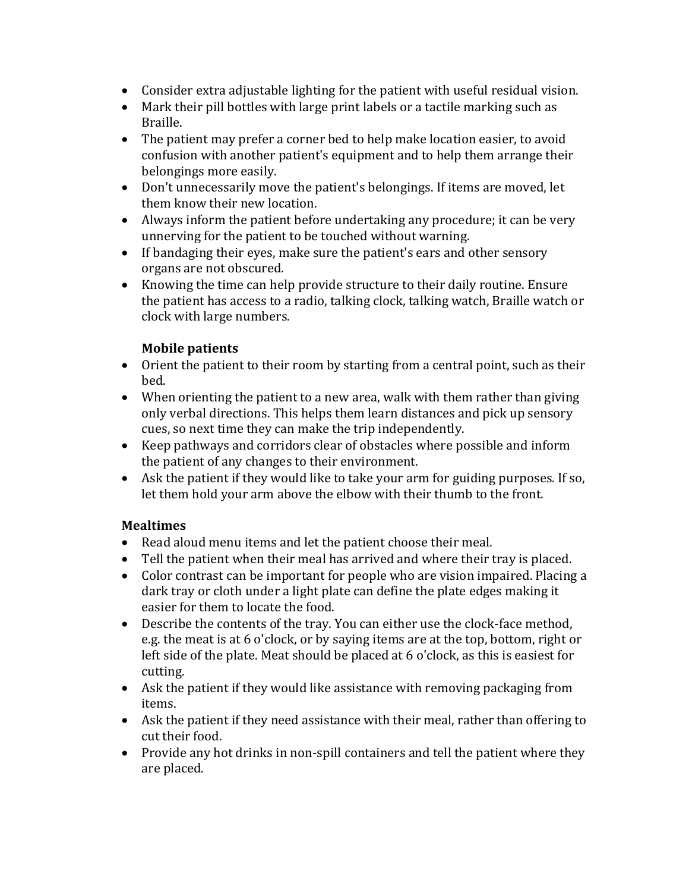- Consider extra adjustable lighting for the patient with useful residual vision.
- Mark their pill bottles with large print labels or a tactile marking such as Braille.
- The patient may prefer a corner bed to help make location easier, to avoid confusion with another patient's equipment and to help them arrange their belongings more easily.
- Don't unnecessarily move the patient's belongings. If items are moved, let them know their new location.
- Always inform the patient before undertaking any procedure; it can be very unnerving for the patient to be touched without warning.
- If bandaging their eyes, make sure the patient's ears and other sensory organs are not obscured.
- Knowing the time can help provide structure to their daily routine. Ensure the patient has access to a radio, talking clock, talking watch, Braille watch or clock with large numbers.

**Mobile patients**

- Orient the patient to their room by starting from a central point, such as their bed.
- When orienting the patient to a new area, walk with them rather than giving only verbal directions. This helps them learn distances and pick up sensory cues, so next time they can make the trip independently.
- Keep pathways and corridors clear of obstacles where possible and inform the patient of any changes to their environment.
- Ask the patient if they would like to take your arm for guiding purposes. If so, let them hold your arm above the elbow with their thumb to the front.

**Mealtimes**

- Read aloud menu items and let the patient choose their meal.
- Tell the patient when their meal has arrived and where their tray is placed.
- Color contrast can be important for people who are vision impaired. Placing a dark tray or cloth under a light plate can define the plate edges making it easier for them to locate the food.
- Describe the contents of the tray. You can either use the clock-face method, e.g. the meat is at 6 o'clock, or by saying items are at the top, bottom, right or left side of the plate. Meat should be placed at 6 o'clock, as this is easiest for cutting.
- Ask the patient if they would like assistance with removing packaging from items.
- Ask the patient if they need assistance with their meal, rather than offering to cut their food.
- Provide any hot drinks in non-spill containers and tell the patient where they are placed.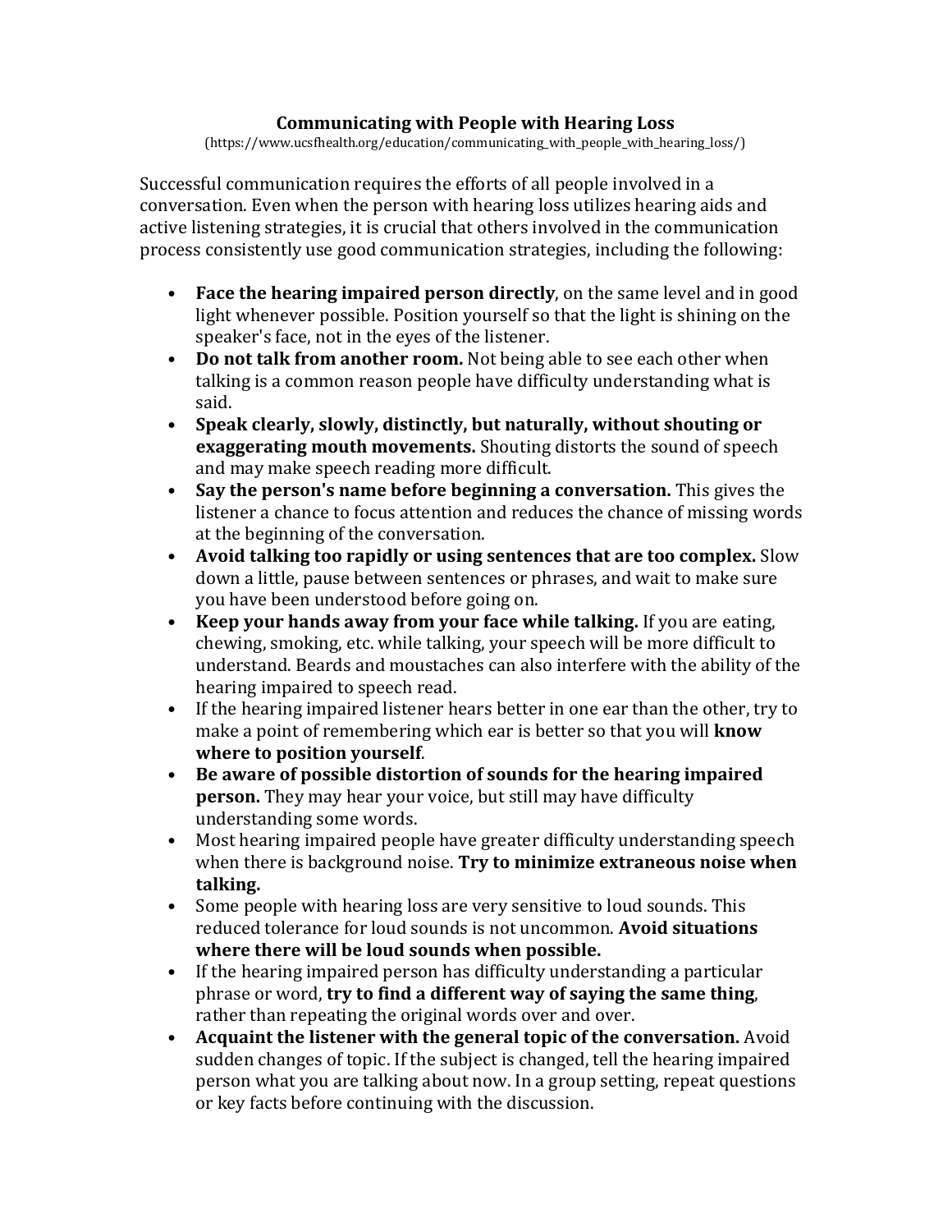# Communicating with People with Hearing Loss

(https://www.ucsfhealth.org/education/communicating_with_people_with_hearing_loss/)

Successful communication requires the efforts of all people involved in a conversation. Even when the person with hearing loss utilizes hearing aids and active listening strategies, it is crucial that others involved in the communication process consistently use good communication strategies, including the following:

- **Face the hearing impaired person directly**, on the same level and in good light whenever possible. Position yourself so that the light is shining on the speaker's face, not in the eyes of the listener.
- **Do not talk from another room.** Not being able to see each other when talking is a common reason people have difficulty understanding what is said.
- **Speak clearly, slowly, distinctly, but naturally, without shouting or exaggerating mouth movements.** Shouting distorts the sound of speech and may make speech reading more difficult.
- **Say the person's name before beginning a conversation.** This gives the listener a chance to focus attention and reduces the chance of missing words at the beginning of the conversation.
- **Avoid talking too rapidly or using sentences that are too complex.** Slow down a little, pause between sentences or phrases, and wait to make sure you have been understood before going on.
- **Keep your hands away from your face while talking.** If you are eating, chewing, smoking, etc. while talking, your speech will be more difficult to understand. Beards and moustaches can also interfere with the ability of the hearing impaired to speech read.
- If the hearing impaired listener hears better in one ear than the other, try to make a point of remembering which ear is better so that you will **know where to position yourself**.
- **Be aware of possible distortion of sounds for the hearing impaired person.** They may hear your voice, but still may have difficulty understanding some words.
- Most hearing impaired people have greater difficulty understanding speech when there is background noise. **Try to minimize extraneous noise when talking.**
- Some people with hearing loss are very sensitive to loud sounds. This reduced tolerance for loud sounds is not uncommon. **Avoid situations where there will be loud sounds when possible.**
- If the hearing impaired person has difficulty understanding a particular phrase or word, **try to find a different way of saying the same thing**, rather than repeating the original words over and over.
- **Acquaint the listener with the general topic of the conversation.** Avoid sudden changes of topic. If the subject is changed, tell the hearing impaired person what you are talking about now. In a group setting, repeat questions or key facts before continuing with the discussion.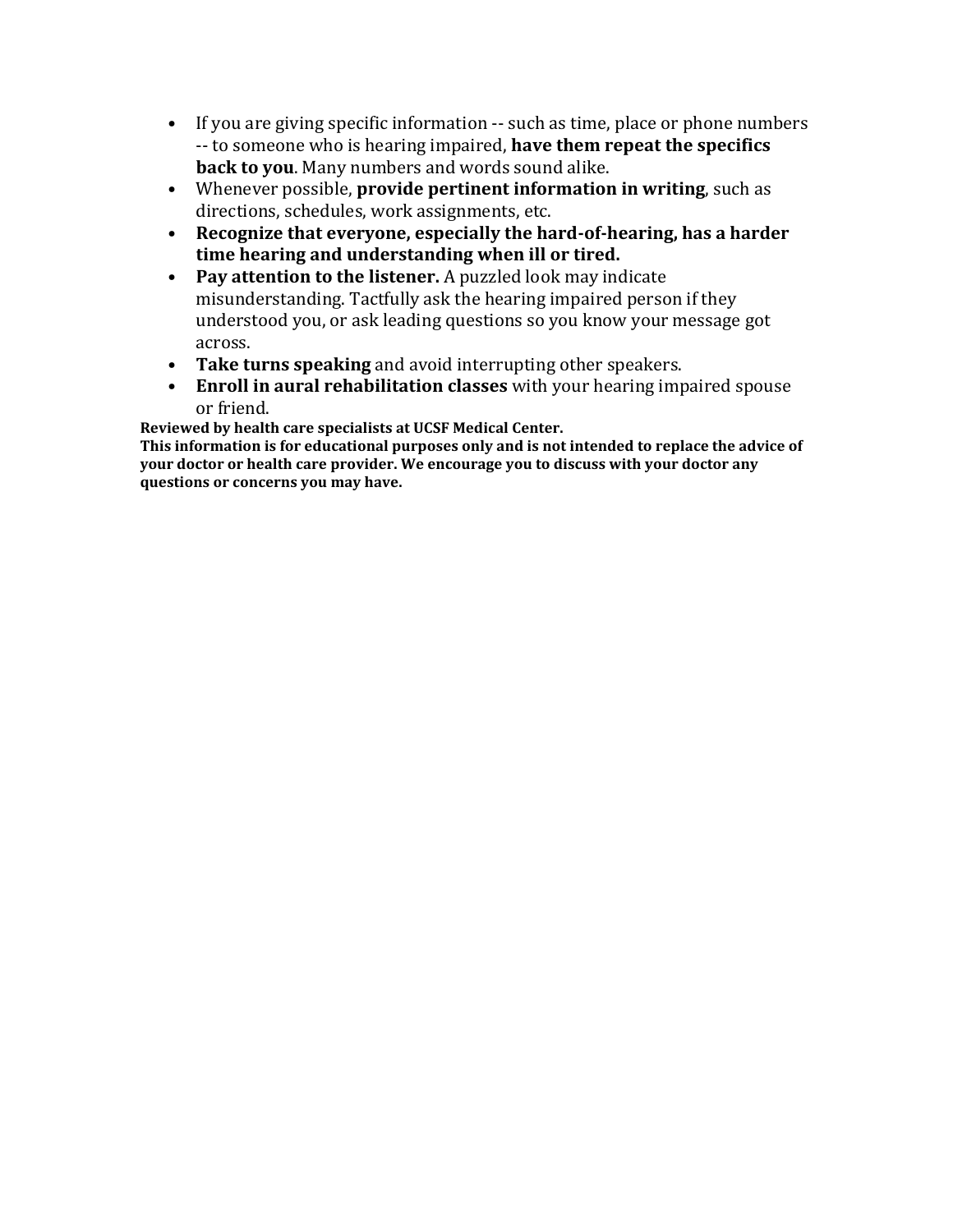- If you are giving specific information -- such as time, place or phone numbers -- to someone who is hearing impaired, **have them repeat the specifics back to you**. Many numbers and words sound alike.
- Whenever possible, **provide pertinent information in writing**, such as directions, schedules, work assignments, etc.
- **Recognize that everyone, especially the hard-of-hearing, has a harder time hearing and understanding when ill or tired.**
- **Pay attention to the listener.** A puzzled look may indicate misunderstanding. Tactfully ask the hearing impaired person if they understood you, or ask leading questions so you know your message got across.
- **Take turns speaking** and avoid interrupting other speakers.
- **Enroll in aural rehabilitation classes** with your hearing impaired spouse or friend.

**Reviewed by health care specialists at UCSF Medical Center.**

**This information is for educational purposes only and is not intended to replace the advice of your doctor or health care provider. We encourage you to discuss with your doctor any questions or concerns you may have.**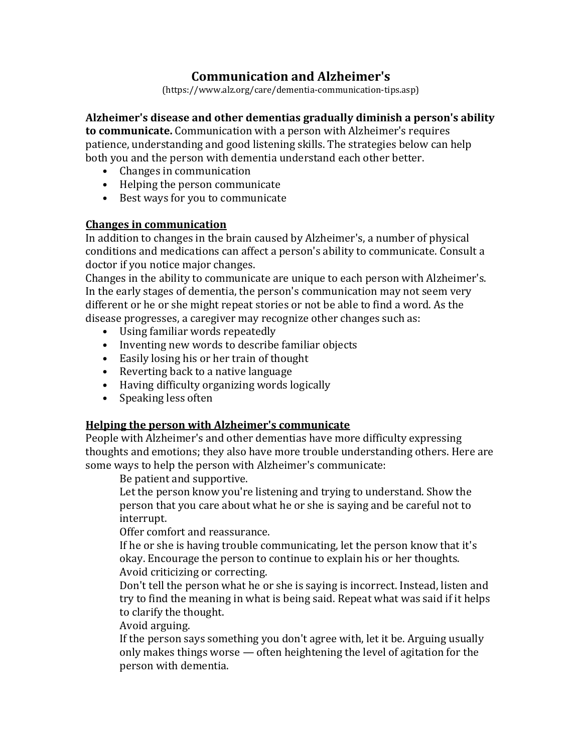# Communication and Alzheimer's

(https://www.alz.org/care/dementia-communication-tips.asp)

**Alzheimer's disease and other dementias gradually diminish a person's ability to communicate.** Communication with a person with Alzheimer's requires patience, understanding and good listening skills. The strategies below can help both you and the person with dementia understand each other better.

- Changes in communication
- Helping the person communicate
- Best ways for you to communicate

## Changes in communication

In addition to changes in the brain caused by Alzheimer's, a number of physical conditions and medications can affect a person's ability to communicate. Consult a doctor if you notice major changes.

Changes in the ability to communicate are unique to each person with Alzheimer's. In the early stages of dementia, the person's communication may not seem very different or he or she might repeat stories or not be able to find a word. As the disease progresses, a caregiver may recognize other changes such as:

- Using familiar words repeatedly
- Inventing new words to describe familiar objects
- Easily losing his or her train of thought
- Reverting back to a native language
- Having difficulty organizing words logically
- Speaking less often

## Helping the person with Alzheimer's communicate

People with Alzheimer's and other dementias have more difficulty expressing thoughts and emotions; they also have more trouble understanding others. Here are some ways to help the person with Alzheimer's communicate:

Be patient and supportive.

Let the person know you're listening and trying to understand. Show the person that you care about what he or she is saying and be careful not to interrupt.

Offer comfort and reassurance.

If he or she is having trouble communicating, let the person know that it's okay. Encourage the person to continue to explain his or her thoughts.

Avoid criticizing or correcting.

Don't tell the person what he or she is saying is incorrect. Instead, listen and try to find the meaning in what is being said. Repeat what was said if it helps to clarify the thought.

Avoid arguing.

If the person says something you don't agree with, let it be. Arguing usually only makes things worse — often heightening the level of agitation for the person with dementia.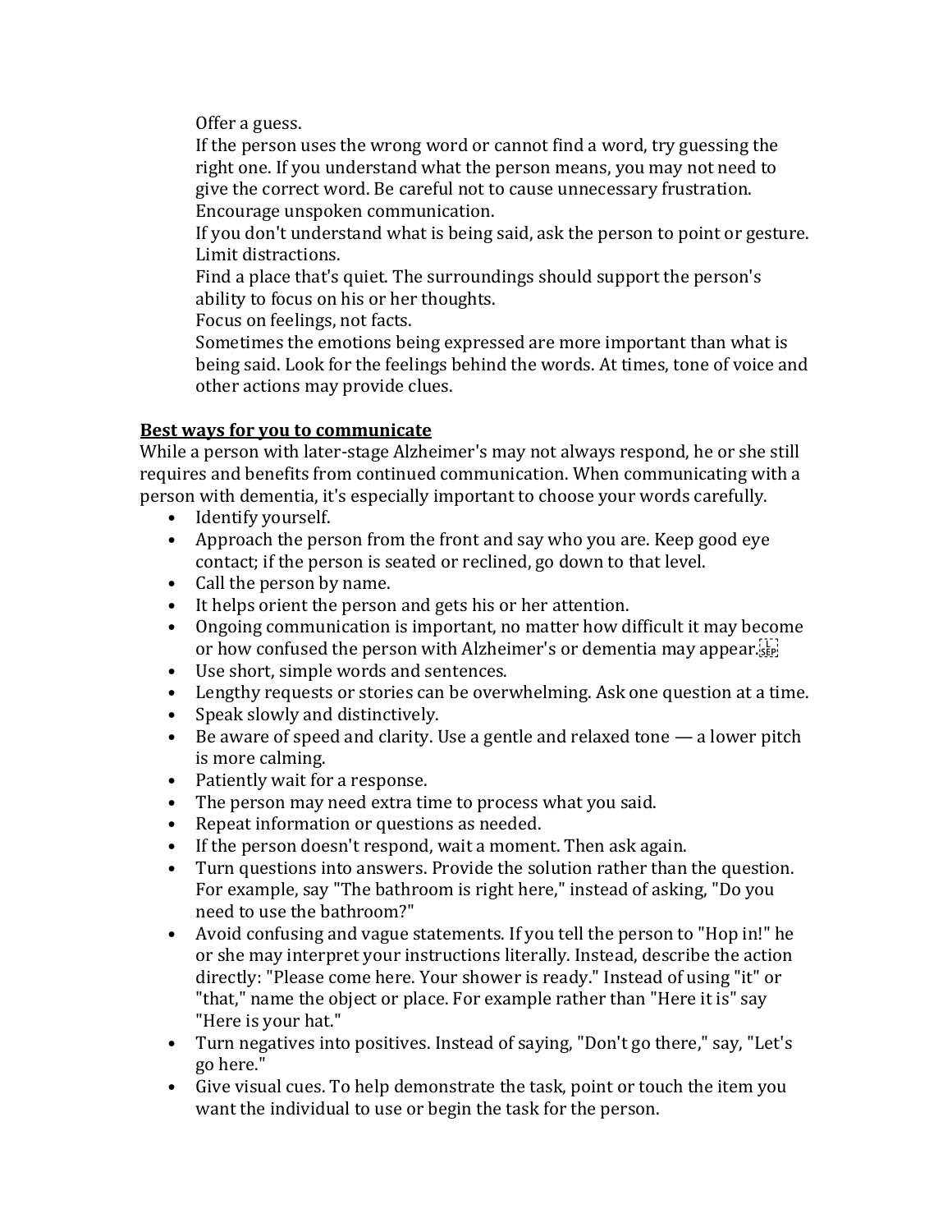Offer a guess.
If the person uses the wrong word or cannot find a word, try guessing the right one. If you understand what the person means, you may not need to give the correct word. Be careful not to cause unnecessary frustration.
Encourage unspoken communication.
If you don't understand what is being said, ask the person to point or gesture.
Limit distractions.
Find a place that's quiet. The surroundings should support the person's ability to focus on his or her thoughts.
Focus on feelings, not facts.
Sometimes the emotions being expressed are more important than what is being said. Look for the feelings behind the words. At times, tone of voice and other actions may provide clues.

**Best ways for you to communicate**

While a person with later-stage Alzheimer's may not always respond, he or she still requires and benefits from continued communication. When communicating with a person with dementia, it's especially important to choose your words carefully.

- Identify yourself.
- Approach the person from the front and say who you are. Keep good eye contact; if the person is seated or reclined, go down to that level.
- Call the person by name.
- It helps orient the person and gets his or her attention.
- Ongoing communication is important, no matter how difficult it may become or how confused the person with Alzheimer's or dementia may appear.
- Use short, simple words and sentences.
- Lengthy requests or stories can be overwhelming. Ask one question at a time.
- Speak slowly and distinctively.
- Be aware of speed and clarity. Use a gentle and relaxed tone — a lower pitch is more calming.
- Patiently wait for a response.
- The person may need extra time to process what you said.
- Repeat information or questions as needed.
- If the person doesn't respond, wait a moment. Then ask again.
- Turn questions into answers. Provide the solution rather than the question. For example, say "The bathroom is right here," instead of asking, "Do you need to use the bathroom?"
- Avoid confusing and vague statements. If you tell the person to "Hop in!" he or she may interpret your instructions literally. Instead, describe the action directly: "Please come here. Your shower is ready." Instead of using "it" or "that," name the object or place. For example rather than "Here it is" say "Here is your hat."
- Turn negatives into positives. Instead of saying, "Don't go there," say, "Let's go here."
- Give visual cues. To help demonstrate the task, point or touch the item you want the individual to use or begin the task for the person.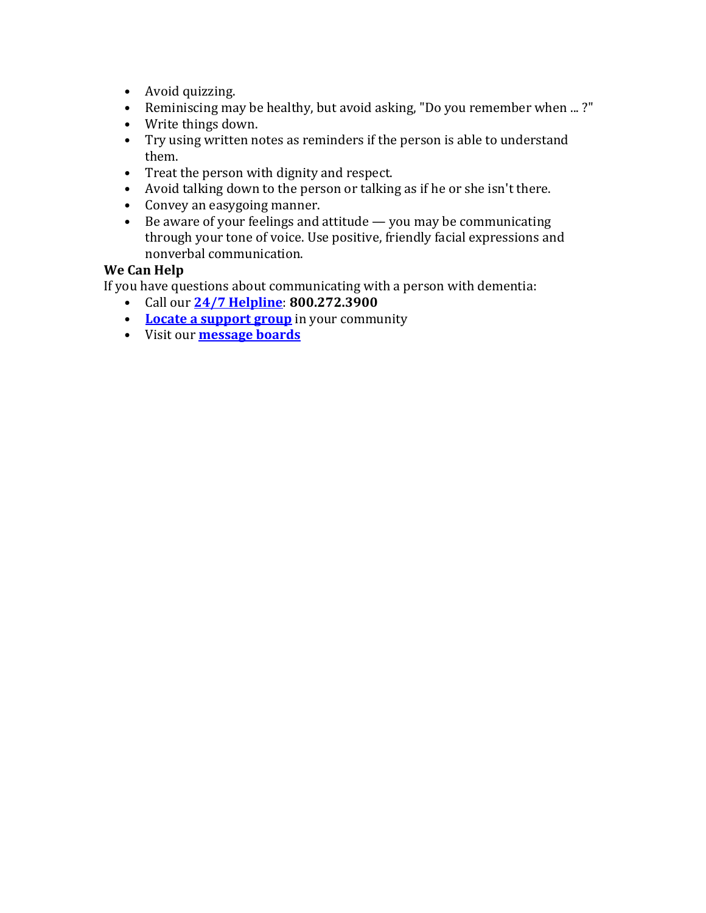- Avoid quizzing.
- Reminiscing may be healthy, but avoid asking, "Do you remember when ... ?"
- Write things down.
- Try using written notes as reminders if the person is able to understand them.
- Treat the person with dignity and respect.
- Avoid talking down to the person or talking as if he or she isn't there.
- Convey an easygoing manner.
- Be aware of your feelings and attitude — you may be communicating through your tone of voice. Use positive, friendly facial expressions and nonverbal communication.

**We Can Help**

If you have questions about communicating with a person with dementia:

- Call our **24/7 Helpline**: **800.272.3900**
- **Locate a support group** in your community
- Visit our **message boards**